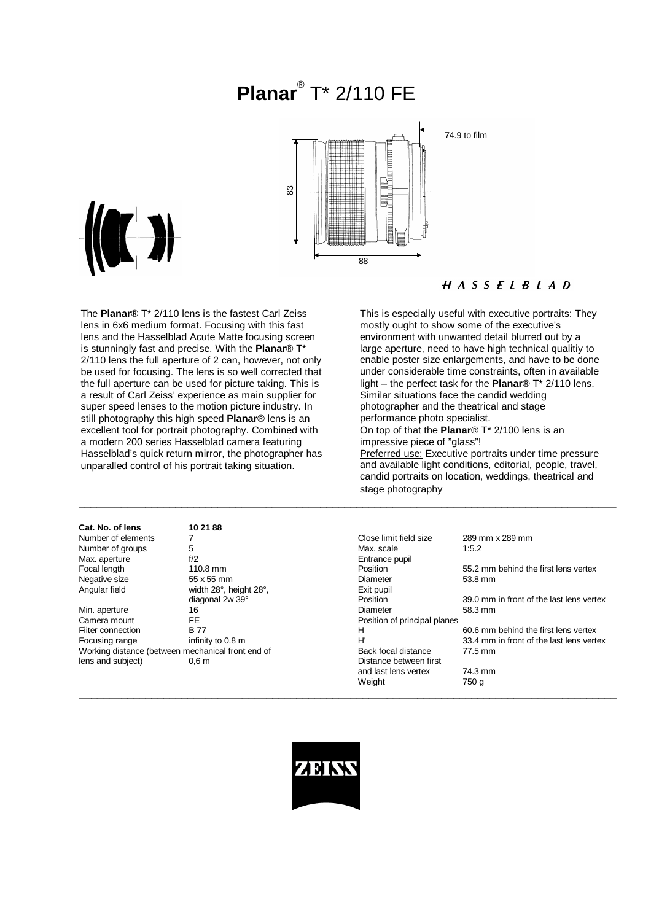# **Planar**® T* 2/110 FE

74.9 to film

83

88

HASSELBLAD

The **Planar**® T* 2/110 lens is the fastest Carl Zeiss lens in 6x6 medium format. Focusing with this fast lens and the Hasselblad Acute Matte focusing screen is stunningly fast and precise. With the **Planar**® T* 2/110 lens the full aperture of 2 can, however, not only be used for focusing. The lens is so well corrected that the full aperture can be used for picture taking. This is a result of Carl Zeiss' experience as main supplier for super speed lenses to the motion picture industry. In still photography this high speed **Planar**® lens is an excellent tool for portrait photography. Combined with a modern 200 series Hasselblad camera featuring Hasselblad's quick return mirror, the photographer has unparalled control of his portrait taking situation.

This is especially useful with executive portraits: They mostly ought to show some of the executive's environment with unwanted detail blurred out by a large aperture, need to have high technical qualitiy to enable poster size enlargements, and have to be done under considerable time constraints, often in available light – the perfect task for the **Planar**® T* 2/110 lens. Similar situations face the candid wedding photographer and the theatrical and stage performance photo specialist.
On top of that the **Planar**® T* 2/100 lens is an impressive piece of "glass"!
Preferred use: Executive portraits under time pressure and available light conditions, editorial, people, travel, candid portraits on location, weddings, theatrical and stage photography

| **Cat. No. of lens** | **10 21 88** |
|---|---|
| Number of elements | 7 |
| Number of groups | 5 |
| Max. aperture | f/2 |
| Focal length | 110.8 mm |
| Negative size | 55 x 55 mm |
| Angular field | width 28°, height 28°, diagonal 2w 39° |
| Min. aperture | 16 |
| Camera mount | FE |
| Filter connection | B 77 |
| Focusing range | infinity to 0.8 m |
| Working distance (between mechanical front end of lens and subject) | 0,6 m |

| | |
|---|---|
| Close limit field size | 289 mm x 289 mm |
| Max. scale | 1:5.2 |
| Entrance pupil | |
| Position | 55.2 mm behind the first lens vertex |
| Diameter | 53.8 mm |
| Exit pupil | |
| Position | 39.0 mm in front of the last lens vertex |
| Diameter | 58.3 mm |
| Position of principal planes | |
| H | 60.6 mm behind the first lens vertex |
| H' | 33.4 mm in front of the last lens vertex |
| Back focal distance | 77.5 mm |
| Distance between first and last lens vertex | 74.3 mm |
| Weight | 750 g |

ZEISS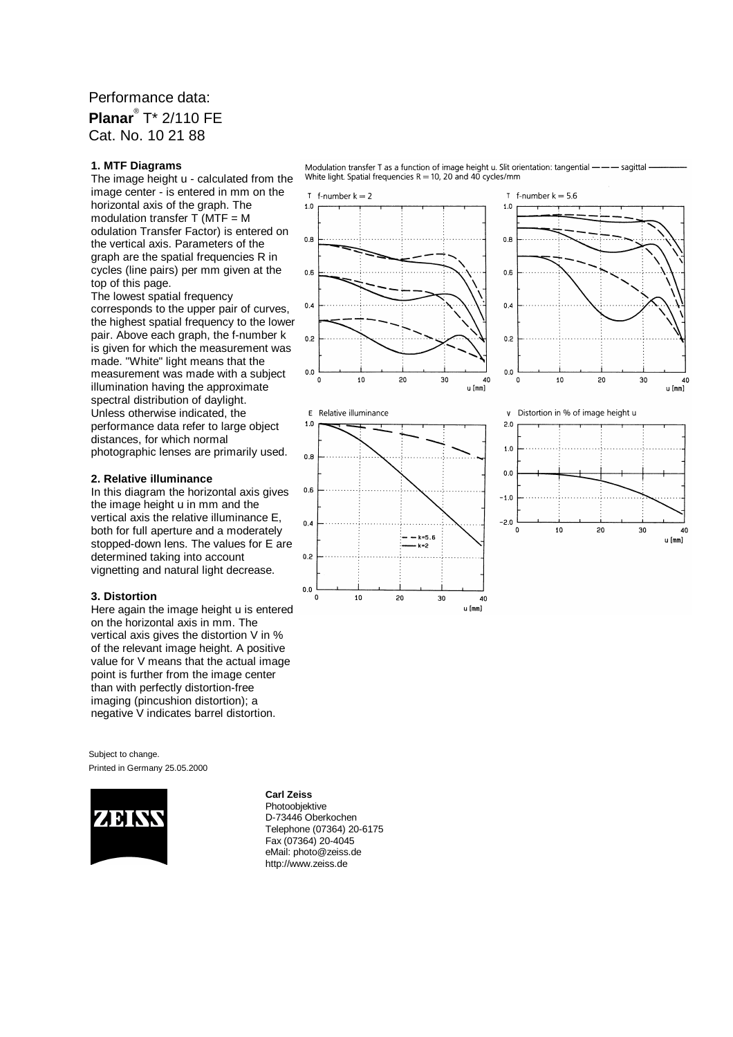Performance data:

**Planar**® T* 2/110 FE

Cat. No. 10 21 88

### 1. MTF Diagrams

The image height u - calculated from the image center - is entered in mm on the horizontal axis of the graph. The modulation transfer T (MTF = M odulation Transfer Factor) is entered on the vertical axis. Parameters of the graph are the spatial frequencies R in cycles (line pairs) per mm given at the top of this page.

The lowest spatial frequency corresponds to the upper pair of curves, the highest spatial frequency to the lower pair. Above each graph, the f-number k is given for which the measurement was made. "White" light means that the measurement was made with a subject illumination having the approximate spectral distribution of daylight.

Unless otherwise indicated, the performance data refer to large object distances, for which normal photographic lenses are primarily used.

### 2. Relative illuminance

In this diagram the horizontal axis gives the image height u in mm and the vertical axis the relative illuminance E, both for full aperture and a moderately stopped-down lens. The values for E are determined taking into account vignetting and natural light decrease.

### 3. Distortion

Here again the image height u is entered on the horizontal axis in mm. The vertical axis gives the distortion V in % of the relevant image height. A positive value for V means that the actual image point is further from the image center than with perfectly distortion-free imaging (pincushion distortion); a negative V indicates barrel distortion.

Modulation transfer T as a function of image height u. Slit orientation: tangential — — — sagittal ———
White light. Spatial frequencies R = 10, 20 and 40 cycles/mm

T f-number k = 2

T f-number k = 5.6

E Relative illuminance

- - k=5.6
— k=2

V Distortion in % of image height u

u [mm]

Subject to change.

Printed in Germany 25.05.2000

ZEISS

**Carl Zeiss**
Photoobjektive
D-73446 Oberkochen
Telephone (07364) 20-6175
Fax (07364) 20-4045
eMail: photo@zeiss.de
http://www.zeiss.de